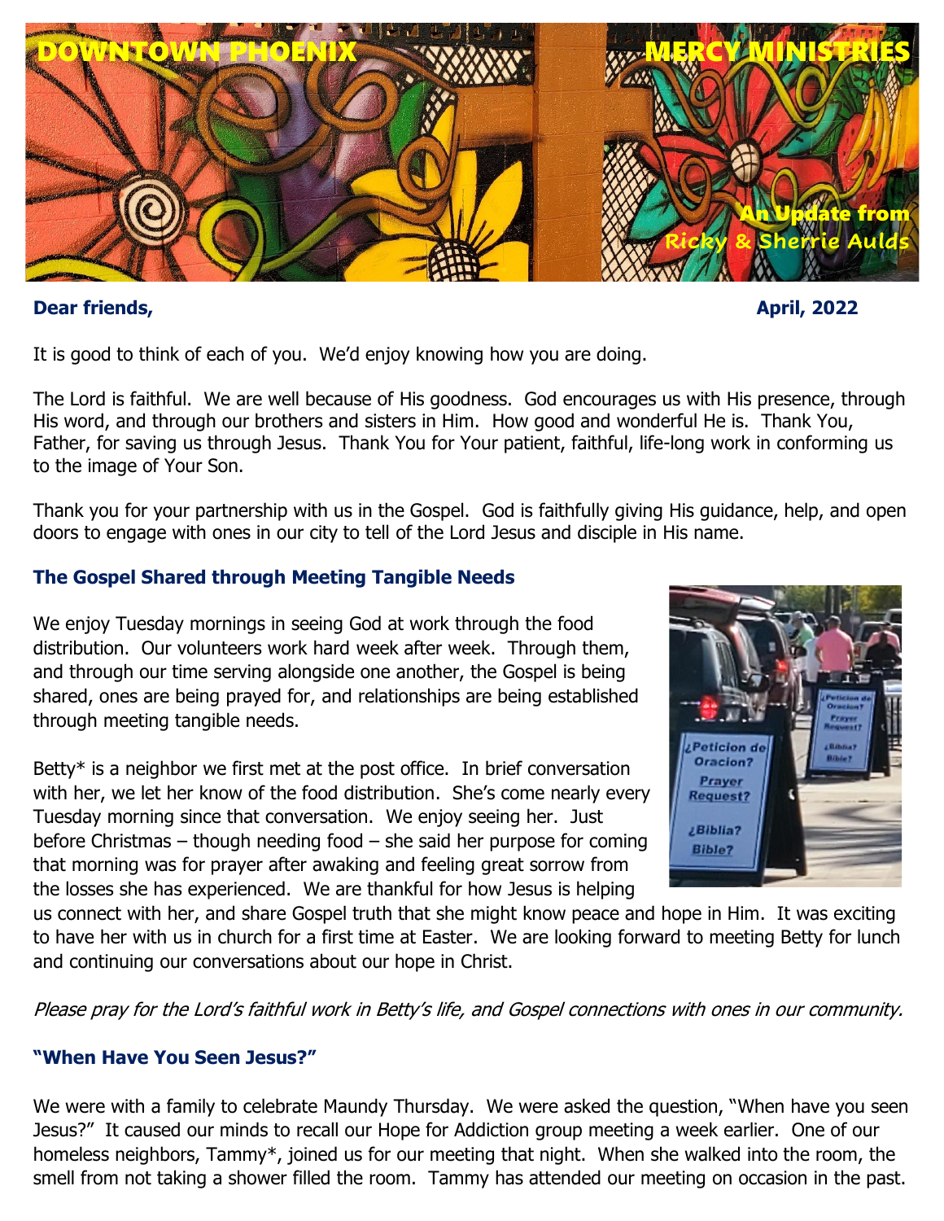# DOWNTOWN PHOENIX MERCY MINISTRIES

An Update from Ricky & Sherrie Aulds

**Dear friends,** **April, 2022**

It is good to think of each of you. We'd enjoy knowing how you are doing.

The Lord is faithful. We are well because of His goodness. God encourages us with His presence, through His word, and through our brothers and sisters in Him. How good and wonderful He is. Thank You, Father, for saving us through Jesus. Thank You for Your patient, faithful, life-long work in conforming us to the image of Your Son.

Thank you for your partnership with us in the Gospel. God is faithfully giving His guidance, help, and open doors to engage with ones in our city to tell of the Lord Jesus and disciple in His name.

### The Gospel Shared through Meeting Tangible Needs

We enjoy Tuesday mornings in seeing God at work through the food distribution. Our volunteers work hard week after week. Through them, and through our time serving alongside one another, the Gospel is being shared, ones are being prayed for, and relationships are being established through meeting tangible needs.

Betty* is a neighbor we first met at the post office. In brief conversation with her, we let her know of the food distribution. She's come nearly every Tuesday morning since that conversation. We enjoy seeing her. Just before Christmas – though needing food – she said her purpose for coming that morning was for prayer after awaking and feeling great sorrow from the losses she has experienced. We are thankful for how Jesus is helping us connect with her, and share Gospel truth that she might know peace and hope in Him. It was exciting to have her with us in church for a first time at Easter. We are looking forward to meeting Betty for lunch and continuing our conversations about our hope in Christ.

*Please pray for the Lord's faithful work in Betty's life, and Gospel connections with ones in our community.*

### "When Have You Seen Jesus?"

We were with a family to celebrate Maundy Thursday. We were asked the question, "When have you seen Jesus?" It caused our minds to recall our Hope for Addiction group meeting a week earlier. One of our homeless neighbors, Tammy*, joined us for our meeting that night. When she walked into the room, the smell from not taking a shower filled the room. Tammy has attended our meeting on occasion in the past.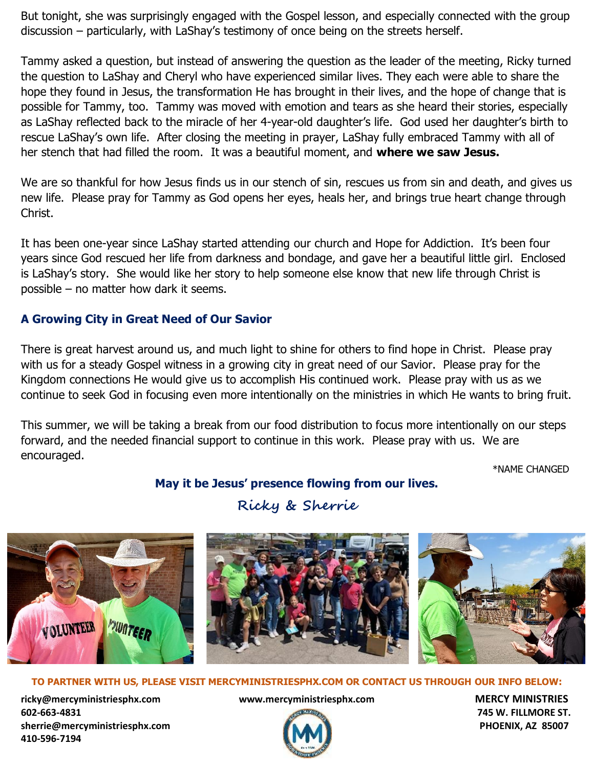But tonight, she was surprisingly engaged with the Gospel lesson, and especially connected with the group discussion – particularly, with LaShay's testimony of once being on the streets herself.

Tammy asked a question, but instead of answering the question as the leader of the meeting, Ricky turned the question to LaShay and Cheryl who have experienced similar lives. They each were able to share the hope they found in Jesus, the transformation He has brought in their lives, and the hope of change that is possible for Tammy, too. Tammy was moved with emotion and tears as she heard their stories, especially as LaShay reflected back to the miracle of her 4-year-old daughter's life. God used her daughter's birth to rescue LaShay's own life. After closing the meeting in prayer, LaShay fully embraced Tammy with all of her stench that had filled the room. It was a beautiful moment, and **where we saw Jesus.**

We are so thankful for how Jesus finds us in our stench of sin, rescues us from sin and death, and gives us new life. Please pray for Tammy as God opens her eyes, heals her, and brings true heart change through Christ.

It has been one-year since LaShay started attending our church and Hope for Addiction. It's been four years since God rescued her life from darkness and bondage, and gave her a beautiful little girl. Enclosed is LaShay's story. She would like her story to help someone else know that new life through Christ is possible – no matter how dark it seems.

### A Growing City in Great Need of Our Savior

There is great harvest around us, and much light to shine for others to find hope in Christ. Please pray with us for a steady Gospel witness in a growing city in great need of our Savior. Please pray for the Kingdom connections He would give us to accomplish His continued work. Please pray with us as we continue to seek God in focusing even more intentionally on the ministries in which He wants to bring fruit.

This summer, we will be taking a break from our food distribution to focus more intentionally on our steps forward, and the needed financial support to continue in this work. Please pray with us. We are encouraged.

*NAME CHANGED

**May it be Jesus' presence flowing from our lives.**

*Ricky & Sherrie*

**TO PARTNER WITH US, PLEASE VISIT MERCYMINISTRIESPHX.COM OR CONTACT US THROUGH OUR INFO BELOW:**

**ricky@mercyministriesphx.com**
**602-663-4831**
**sherrie@mercyministriesphx.com**
**410-596-7194**

**www.mercyministriesphx.com**

**MERCY MINISTRIES**
**745 W. FILLMORE ST.**
**PHOENIX, AZ 85007**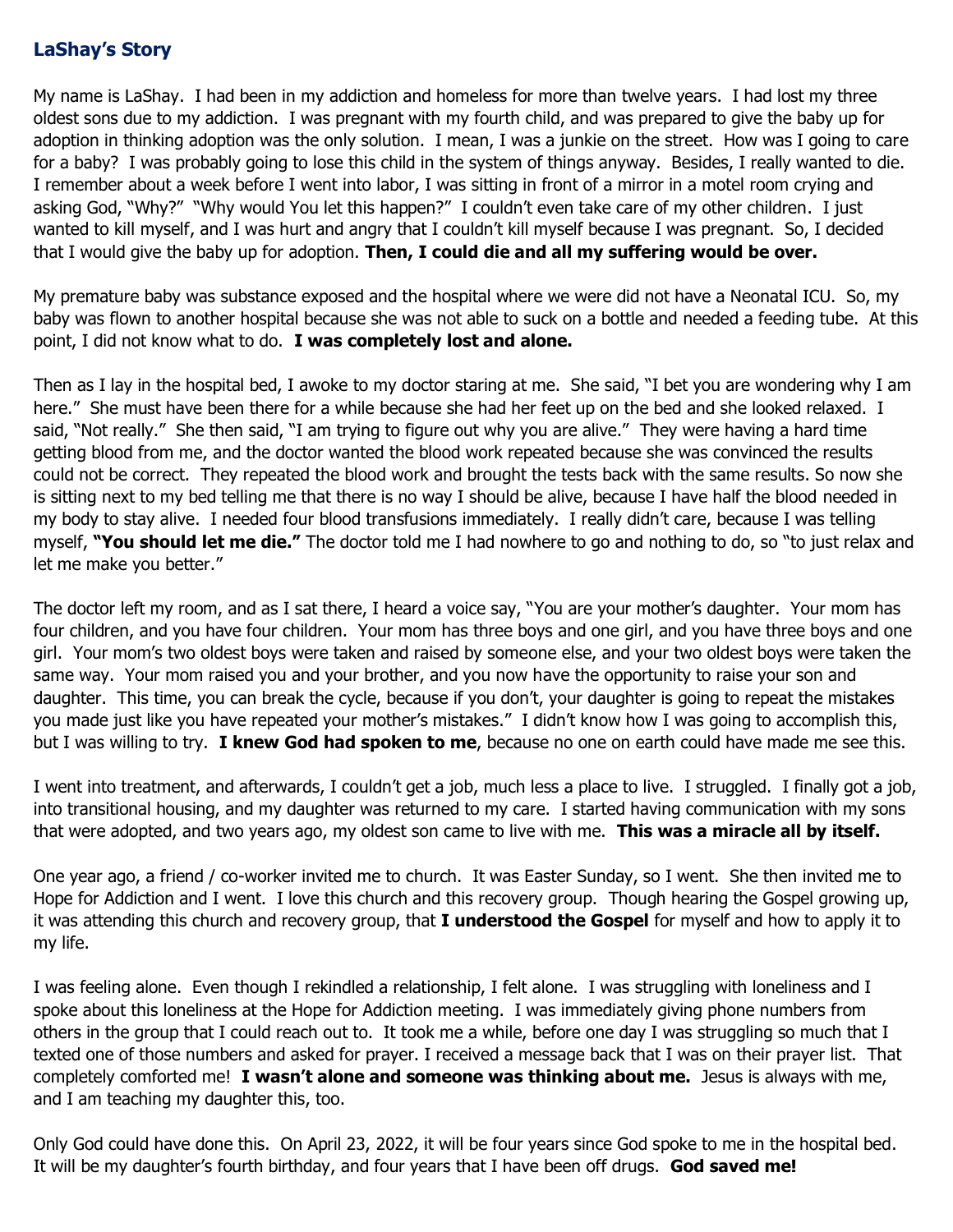## LaShay's Story

My name is LaShay. I had been in my addiction and homeless for more than twelve years. I had lost my three oldest sons due to my addiction. I was pregnant with my fourth child, and was prepared to give the baby up for adoption in thinking adoption was the only solution. I mean, I was a junkie on the street. How was I going to care for a baby? I was probably going to lose this child in the system of things anyway. Besides, I really wanted to die. I remember about a week before I went into labor, I was sitting in front of a mirror in a motel room crying and asking God, "Why?" "Why would You let this happen?" I couldn't even take care of my other children. I just wanted to kill myself, and I was hurt and angry that I couldn't kill myself because I was pregnant. So, I decided that I would give the baby up for adoption. **Then, I could die and all my suffering would be over.**

My premature baby was substance exposed and the hospital where we were did not have a Neonatal ICU. So, my baby was flown to another hospital because she was not able to suck on a bottle and needed a feeding tube. At this point, I did not know what to do. **I was completely lost and alone.**

Then as I lay in the hospital bed, I awoke to my doctor staring at me. She said, "I bet you are wondering why I am here." She must have been there for a while because she had her feet up on the bed and she looked relaxed. I said, "Not really." She then said, "I am trying to figure out why you are alive." They were having a hard time getting blood from me, and the doctor wanted the blood work repeated because she was convinced the results could not be correct. They repeated the blood work and brought the tests back with the same results. So now she is sitting next to my bed telling me that there is no way I should be alive, because I have half the blood needed in my body to stay alive. I needed four blood transfusions immediately. I really didn't care, because I was telling myself, **"You should let me die."** The doctor told me I had nowhere to go and nothing to do, so "to just relax and let me make you better."

The doctor left my room, and as I sat there, I heard a voice say, "You are your mother's daughter. Your mom has four children, and you have four children. Your mom has three boys and one girl, and you have three boys and one girl. Your mom's two oldest boys were taken and raised by someone else, and your two oldest boys were taken the same way. Your mom raised you and your brother, and you now have the opportunity to raise your son and daughter. This time, you can break the cycle, because if you don't, your daughter is going to repeat the mistakes you made just like you have repeated your mother's mistakes." I didn't know how I was going to accomplish this, but I was willing to try. **I knew God had spoken to me**, because no one on earth could have made me see this.

I went into treatment, and afterwards, I couldn't get a job, much less a place to live. I struggled. I finally got a job, into transitional housing, and my daughter was returned to my care. I started having communication with my sons that were adopted, and two years ago, my oldest son came to live with me. **This was a miracle all by itself.**

One year ago, a friend / co-worker invited me to church. It was Easter Sunday, so I went. She then invited me to Hope for Addiction and I went. I love this church and this recovery group. Though hearing the Gospel growing up, it was attending this church and recovery group, that **I understood the Gospel** for myself and how to apply it to my life.

I was feeling alone. Even though I rekindled a relationship, I felt alone. I was struggling with loneliness and I spoke about this loneliness at the Hope for Addiction meeting. I was immediately giving phone numbers from others in the group that I could reach out to. It took me a while, before one day I was struggling so much that I texted one of those numbers and asked for prayer. I received a message back that I was on their prayer list. That completely comforted me! **I wasn't alone and someone was thinking about me.** Jesus is always with me, and I am teaching my daughter this, too.

Only God could have done this. On April 23, 2022, it will be four years since God spoke to me in the hospital bed. It will be my daughter's fourth birthday, and four years that I have been off drugs. **God saved me!**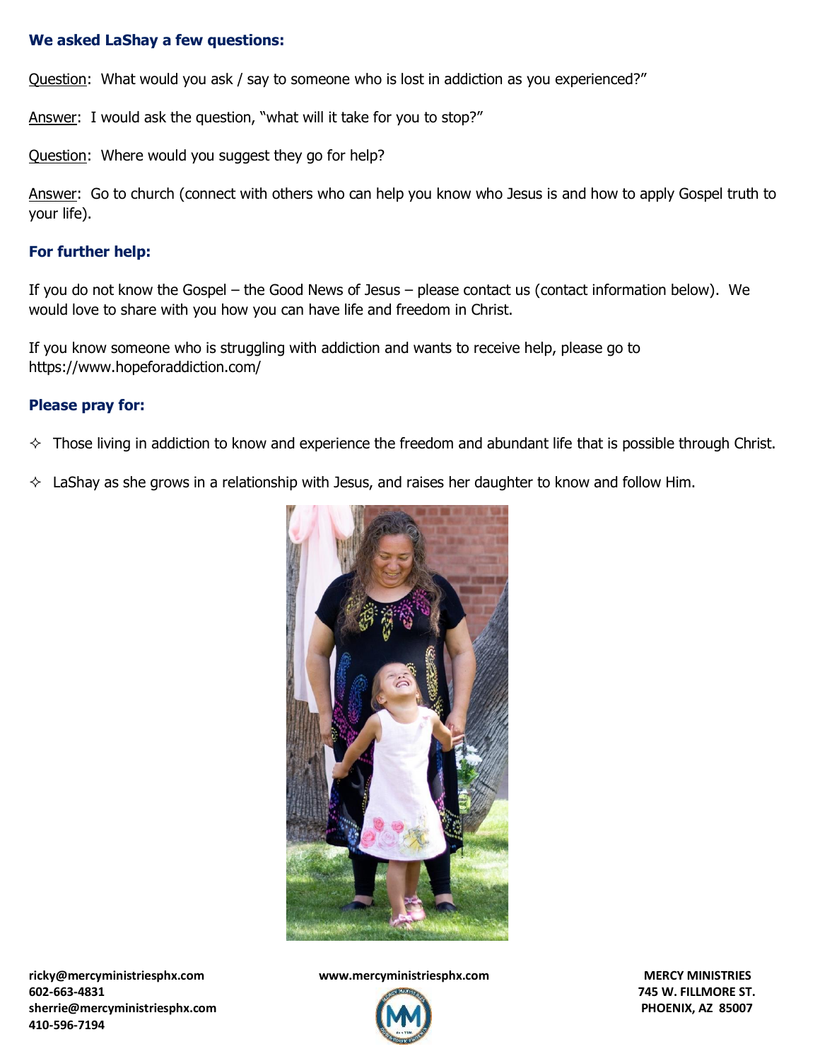### We asked LaShay a few questions:

Question: What would you ask / say to someone who is lost in addiction as you experienced?"

Answer: I would ask the question, "what will it take for you to stop?"

Question: Where would you suggest they go for help?

Answer: Go to church (connect with others who can help you know who Jesus is and how to apply Gospel truth to your life).

### For further help:

If you do not know the Gospel – the Good News of Jesus – please contact us (contact information below). We would love to share with you how you can have life and freedom in Christ.

If you know someone who is struggling with addiction and wants to receive help, please go to https://www.hopeforaddiction.com/

### Please pray for:

- Those living in addiction to know and experience the freedom and abundant life that is possible through Christ.
- LaShay as she grows in a relationship with Jesus, and raises her daughter to know and follow Him.

**ricky@mercyministriesphx.com**
**602-663-4831**
**sherrie@mercyministriesphx.com**
**410-596-7194**

**www.mercyministriesphx.com**

**MERCY MINISTRIES**
**745 W. FILLMORE ST.**
**PHOENIX, AZ 85007**